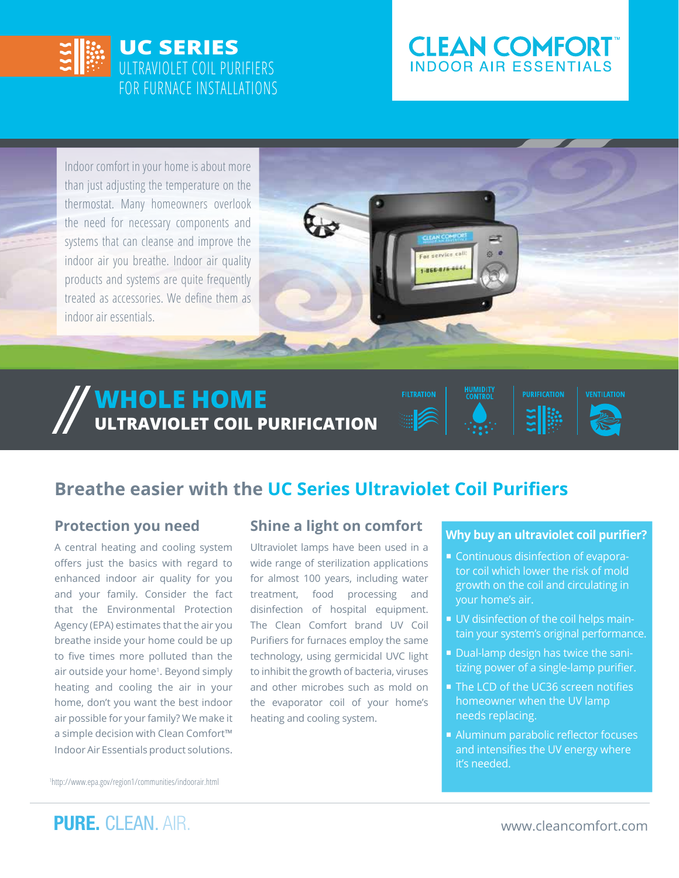# UC SERIES

ULTRAVIOLET COIL PURIFIERS FOR FURNACE INSTALLATIONS

**CLEAN COMFORT™**
INDOOR AIR ESSENTIALS

Indoor comfort in your home is about more than just adjusting the temperature on the thermostat. Many homeowners overlook the need for necessary components and systems that can cleanse and improve the indoor air you breathe. Indoor air quality products and systems are quite frequently treated as accessories. We define them as indoor air essentials.

## WHOLE HOME ULTRAVIOLET COIL PURIFICATION

FILTRATION | HUMIDITY CONTROL | PURIFICATION | VENTILATION

## Breathe easier with the UC Series Ultraviolet Coil Purifiers

### Protection you need

A central heating and cooling system offers just the basics with regard to enhanced indoor air quality for you and your family. Consider the fact that the Environmental Protection Agency (EPA) estimates that the air you breathe inside your home could be up to five times more polluted than the air outside your home[1]. Beyond simply heating and cooling the air in your home, don't you want the best indoor air possible for your family? We make it a simple decision with Clean Comfort™ Indoor Air Essentials product solutions.

### Shine a light on comfort

Ultraviolet lamps have been used in a wide range of sterilization applications for almost 100 years, including water treatment, food processing and disinfection of hospital equipment. The Clean Comfort brand UV Coil Purifiers for furnaces employ the same technology, using germicidal UVC light to inhibit the growth of bacteria, viruses and other microbes such as mold on the evaporator coil of your home's heating and cooling system.

### Why buy an ultraviolet coil purifier?

- Continuous disinfection of evaporator coil which lower the risk of mold growth on the coil and circulating in your home's air.
- UV disinfection of the coil helps maintain your system's original performance.
- Dual-lamp design has twice the sanitizing power of a single-lamp purifier.
- The LCD of the UC36 screen notifies homeowner when the UV lamp needs replacing.
- Aluminum parabolic reflector focuses and intensifies the UV energy where it's needed.

[1] http://www.epa.gov/region1/communities/indoorair.html

**PURE.** CLEAN. AIR.

www.cleancomfort.com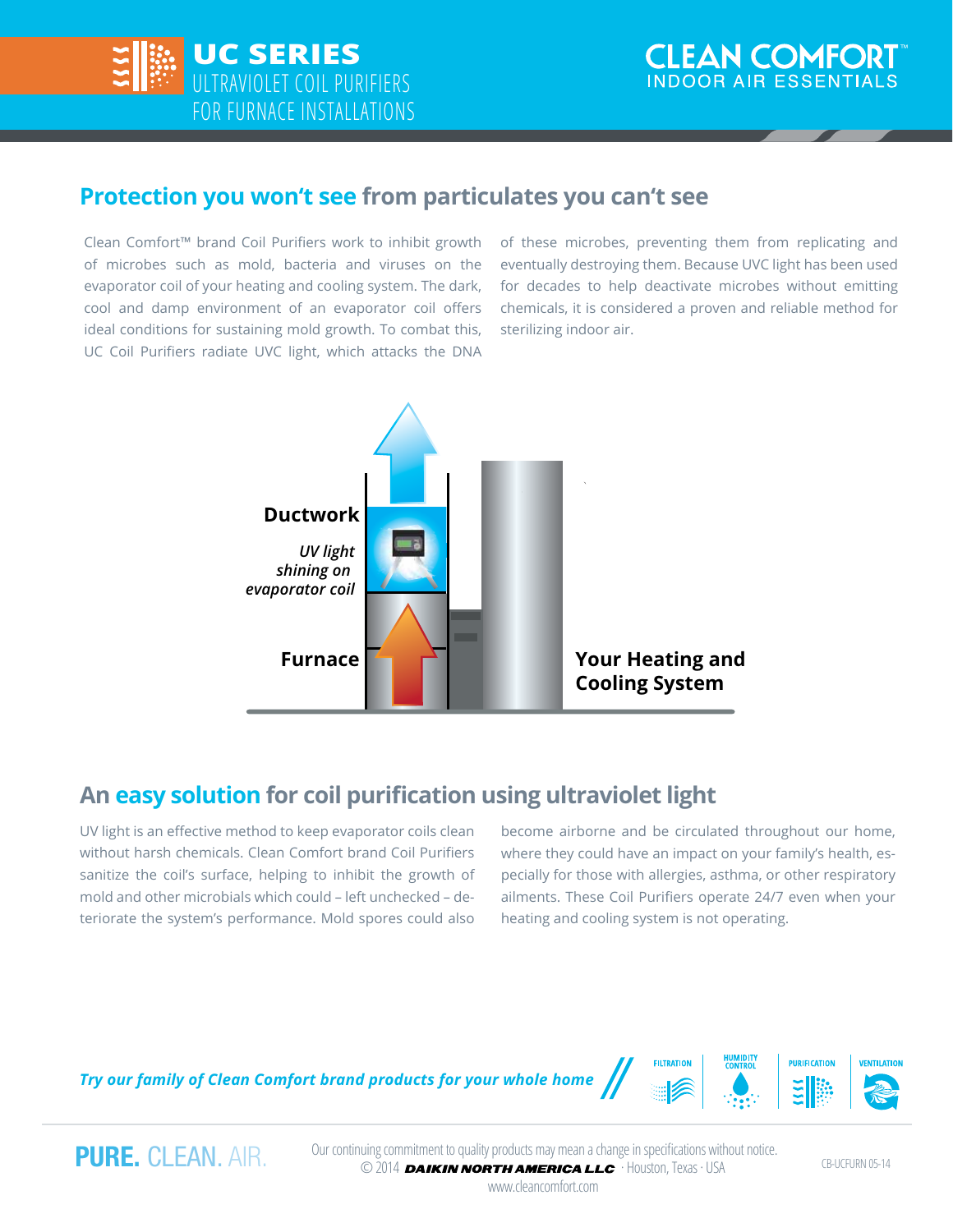# UC SERIES

ULTRAVIOLET COIL PURIFIERS FOR FURNACE INSTALLATIONS

CLEAN COMFORT™ INDOOR AIR ESSENTIALS

## Protection you won't see from particulates you can't see

Clean Comfort™ brand Coil Purifiers work to inhibit growth of microbes such as mold, bacteria and viruses on the evaporator coil of your heating and cooling system. The dark, cool and damp environment of an evaporator coil offers ideal conditions for sustaining mold growth. To combat this, UC Coil Purifiers radiate UVC light, which attacks the DNA of these microbes, preventing them from replicating and eventually destroying them. Because UVC light has been used for decades to help deactivate microbes without emitting chemicals, it is considered a proven and reliable method for sterilizing indoor air.

Ductwork

*UV light shining on evaporator coil*

Furnace

Your Heating and Cooling System

## An easy solution for coil purification using ultraviolet light

UV light is an effective method to keep evaporator coils clean without harsh chemicals. Clean Comfort brand Coil Purifiers sanitize the coil's surface, helping to inhibit the growth of mold and other microbials which could – left unchecked – deteriorate the system's performance. Mold spores could also become airborne and be circulated throughout our home, where they could have an impact on your family's health, especially for those with allergies, asthma, or other respiratory ailments. These Coil Purifiers operate 24/7 even when your heating and cooling system is not operating.

*Try our family of Clean Comfort brand products for your whole home*

FILTRATION | HUMIDITY CONTROL | PURIFICATION | VENTILATION

PURE. CLEAN. AIR.

Our continuing commitment to quality products may mean a change in specifications without notice.
© 2014 DAIKIN NORTH AMERICA LLC · Houston, Texas · USA
www.cleancomfort.com

CB-UCFURN 05-14